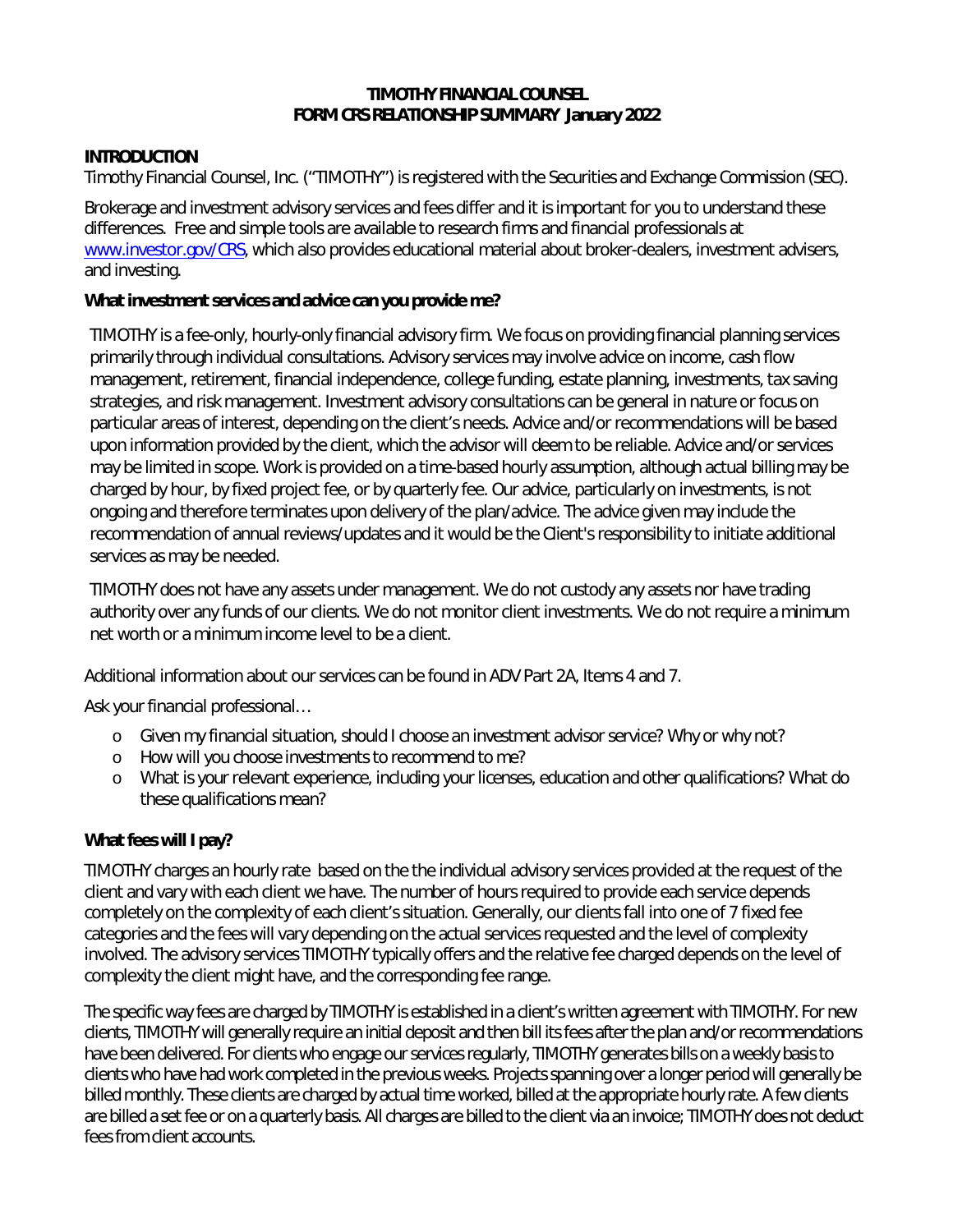**TIMOTHY FINANCIAL COUNSEL**
**FORM CRS RELATIONSHIP SUMMARY January 2022**

## INTRODUCTION

Timothy Financial Counsel, Inc. ("TIMOTHY") is registered with the Securities and Exchange Commission (SEC).

Brokerage and investment advisory services and fees differ and it is important for you to understand these differences. Free and simple tools are available to research firms and financial professionals at [www.investor.gov/CRS](www.investor.gov/CRS), which also provides educational material about broker-dealers, investment advisers, and investing.

### What investment services and advice can you provide me?

TIMOTHY is a fee-only, hourly-only financial advisory firm. We focus on providing financial planning services primarily through individual consultations. Advisory services may involve advice on income, cash flow management, retirement, financial independence, college funding, estate planning, investments, tax saving strategies, and risk management. Investment advisory consultations can be general in nature or focus on particular areas of interest, depending on the client's needs. Advice and/or recommendations will be based upon information provided by the client, which the advisor will deem to be reliable. Advice and/or services may be limited in scope. Work is provided on a time-based hourly assumption, although actual billing may be charged by hour, by fixed project fee, or by quarterly fee. Our advice, particularly on investments, is not ongoing and therefore terminates upon delivery of the plan/advice. The advice given may include the recommendation of annual reviews/updates and it would be the Client's responsibility to initiate additional services as may be needed.

TIMOTHY does not have any assets under management. We do not custody any assets nor have trading authority over any funds of our clients. We do not monitor client investments. We do not require a minimum net worth or a minimum income level to be a client.

Additional information about our services can be found in ADV Part 2A, Items 4 and 7.

*Ask your financial professional…*

- *Given my financial situation, should I choose an investment advisor service? Why or why not?*
- *How will you choose investments to recommend to me?*
- *What is your relevant experience, including your licenses, education and other qualifications? What do these qualifications mean?*

### What fees will I pay?

TIMOTHY charges an hourly rate based on the the individual advisory services provided at the request of the client and vary with each client we have. The number of hours required to provide each service depends completely on the complexity of each client's situation. Generally, our clients fall into one of 7 fixed fee categories and the fees will vary depending on the actual services requested and the level of complexity involved. The advisory services TIMOTHY typically offers and the relative fee charged depends on the level of complexity the client might have, and the corresponding fee range.

The specific way fees are charged by TIMOTHY is established in a client's written agreement with TIMOTHY. For new clients, TIMOTHY will generally require an initial deposit and then bill its fees after the plan and/or recommendations have been delivered. For clients who engage our services regularly, TIMOTHY generates bills on a weekly basis to clients who have had work completed in the previous weeks. Projects spanning over a longer period will generally be billed monthly. These clients are charged by actual time worked, billed at the appropriate hourly rate. A few clients are billed a set fee or on a quarterly basis. All charges are billed to the client via an invoice; TIMOTHY does not deduct fees from client accounts.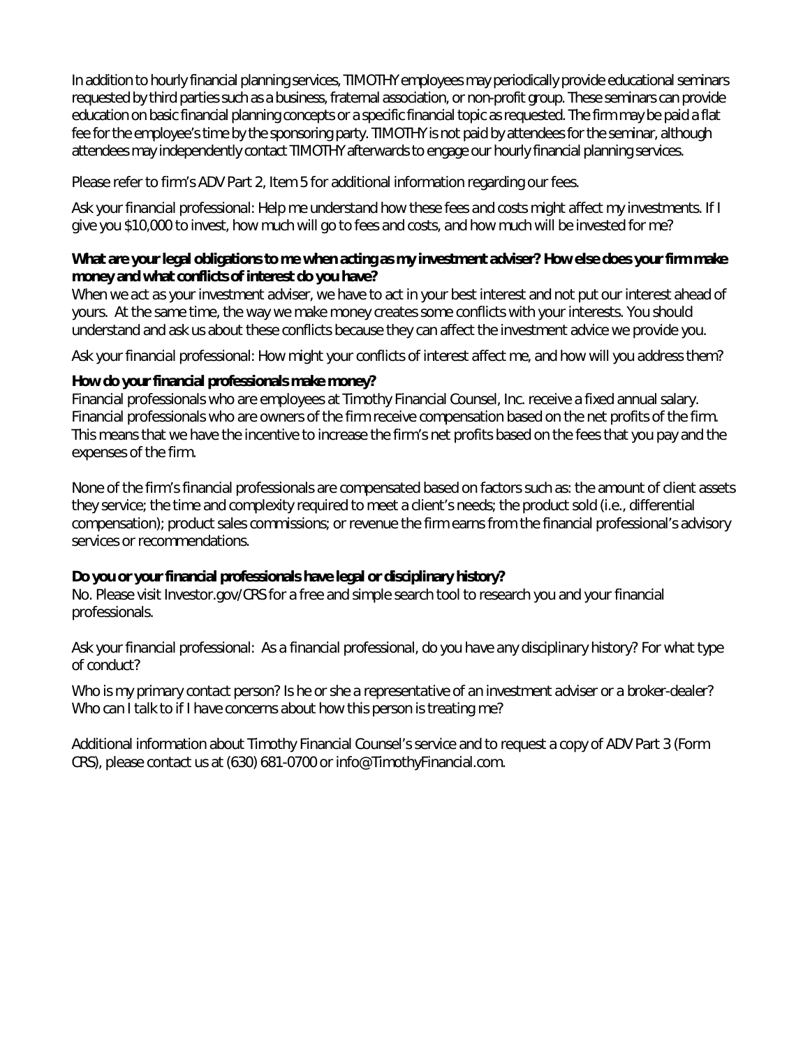In addition to hourly financial planning services, TIMOTHY employees may periodically provide educational seminars requested by third parties such as a business, fraternal association, or non-profit group. These seminars can provide education on basic financial planning concepts or a specific financial topic as requested. The firm may be paid a flat fee for the employee's time by the sponsoring party. TIMOTHY is not paid by attendees for the seminar, although attendees may independently contact TIMOTHY afterwards to engage our hourly financial planning services.

Please refer to firm's ADV Part 2, Item 5 for additional information regarding our fees.

Ask your financial professional: Help me understand how these fees and costs might affect my investments. If I give you $10,000 to invest, how much will go to fees and costs, and how much will be invested for me?

**What are your legal obligations to me when acting as my investment adviser? How else does your firm make money and what conflicts of interest do you have?**

When we act as your investment adviser, we have to act in your best interest and not put our interest ahead of yours. At the same time, the way we make money creates some conflicts with your interests. You should understand and ask us about these conflicts because they can affect the investment advice we provide you.

Ask your financial professional: How might your conflicts of interest affect me, and how will you address them?

**How do your financial professionals make money?**

Financial professionals who are employees at Timothy Financial Counsel, Inc. receive a fixed annual salary. Financial professionals who are owners of the firm receive compensation based on the net profits of the firm. This means that we have the incentive to increase the firm's net profits based on the fees that you pay and the expenses of the firm.

None of the firm's financial professionals are compensated based on factors such as: the amount of client assets they service; the time and complexity required to meet a client's needs; the product sold (i.e., differential compensation); product sales commissions; or revenue the firm earns from the financial professional's advisory services or recommendations.

**Do you or your financial professionals have legal or disciplinary history?**

No. Please visit Investor.gov/CRS for a free and simple search tool to research you and your financial professionals.

Ask your financial professional: As a financial professional, do you have any disciplinary history? For what type of conduct?

Who is my primary contact person? Is he or she a representative of an investment adviser or a broker-dealer? Who can I talk to if I have concerns about how this person is treating me?

Additional information about Timothy Financial Counsel's service and to request a copy of ADV Part 3 (Form CRS), please contact us at (630) 681-0700 or info@TimothyFinancial.com.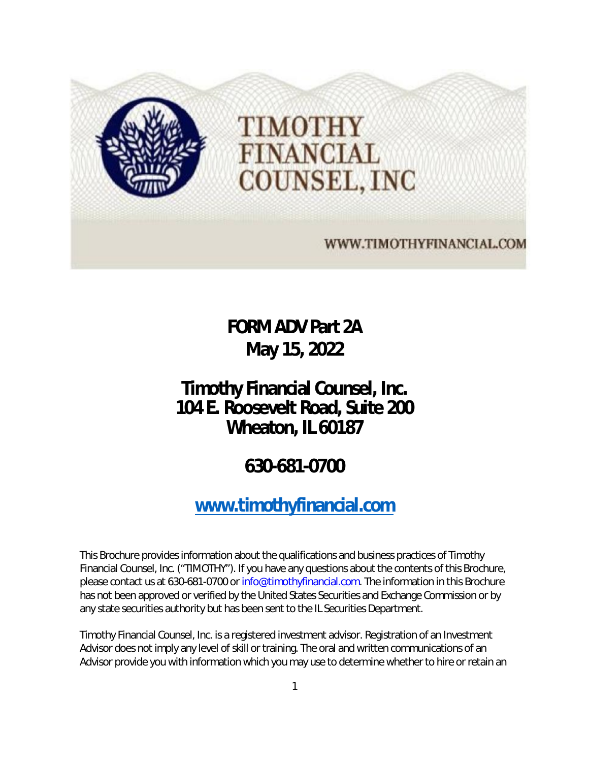TIMOTHY FINANCIAL COUNSEL, INC

WWW.TIMOTHYFINANCIAL.COM

# FORM ADV Part 2A
# May 15, 2022

# Timothy Financial Counsel, Inc.
# 104 E. Roosevelt Road, Suite 200
# Wheaton, IL 60187

# 630-681-0700

# [www.timothyfinancial.com](http://www.timothyfinancial.com)

This Brochure provides information about the qualifications and business practices of Timothy Financial Counsel, Inc. ("TIMOTHY"). If you have any questions about the contents of this Brochure, please contact us at 630-681-0700 or [info@timothyfinancial.com](mailto:info@timothyfinancial.com). The information in this Brochure has not been approved or verified by the United States Securities and Exchange Commission or by any state securities authority but has been sent to the IL Securities Department.

Timothy Financial Counsel, Inc. is a registered investment advisor. Registration of an Investment Advisor does not imply any level of skill or training. The oral and written communications of an Advisor provide you with information which you may use to determine whether to hire or retain an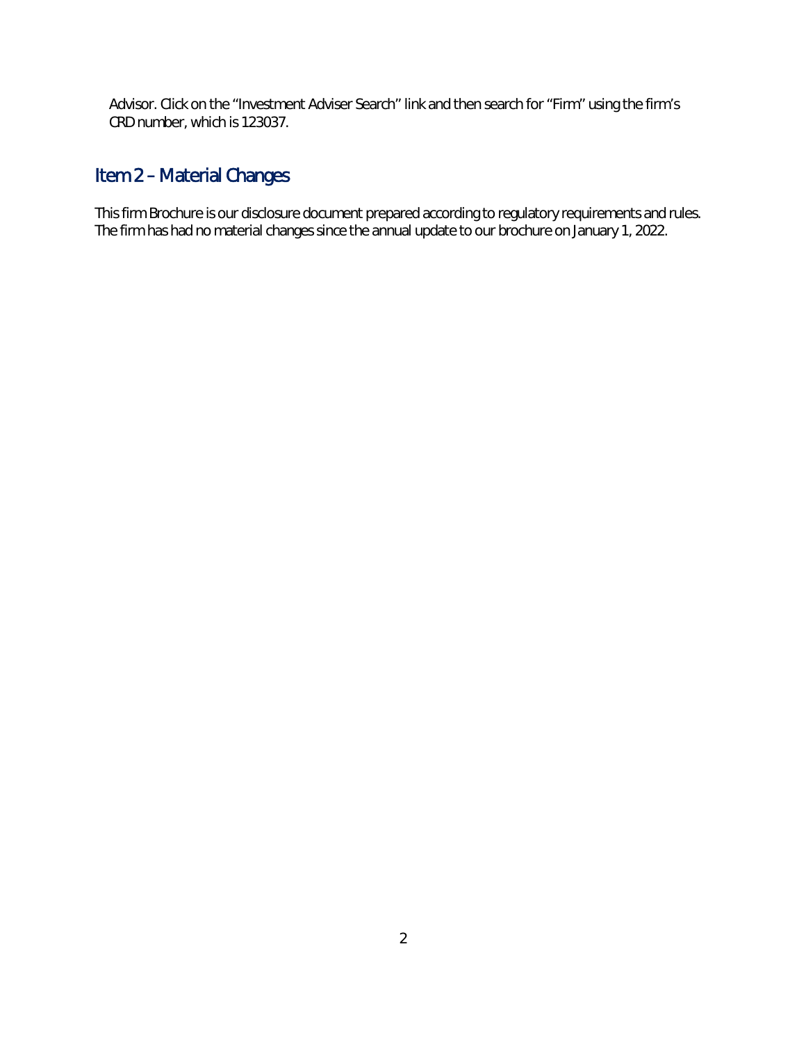Advisor. Click on the "Investment Adviser Search" link and then search for "Firm" using the firm's CRD number, which is 123037.

## Item 2 – Material Changes

This firm Brochure is our disclosure document prepared according to regulatory requirements and rules. The firm has had no material changes since the annual update to our brochure on January 1, 2022.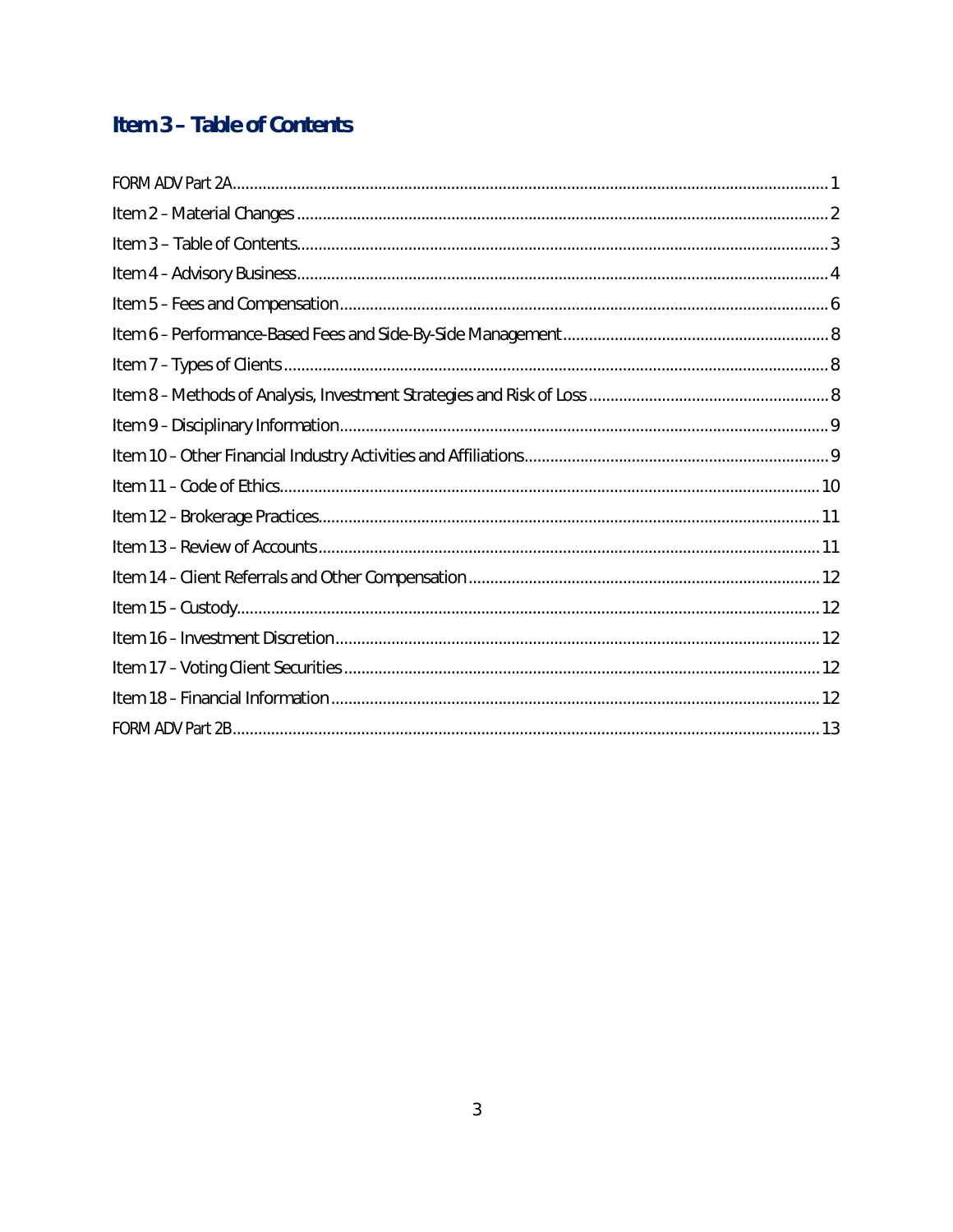# Item 3 – Table of Contents

FORM ADV Part 2A........................................................................................................................................ 1

Item 2 – Material Changes .......................................................................................................................... 2

Item 3 – Table of Contents........................................................................................................................... 3

Item 4 – Advisory Business........................................................................................................................... 4

Item 5 – Fees and Compensation................................................................................................................. 6

Item 6 – Performance-Based Fees and Side-By-Side Management............................................................... 8

Item 7 – Types of Clients .............................................................................................................................. 8

Item 8 – Methods of Analysis, Investment Strategies and Risk of Loss ......................................................... 8

Item 9 – Disciplinary Information................................................................................................................. 9

Item 10 – Other Financial Industry Activities and Affiliations........................................................................ 9

Item 11 – Code of Ethics.............................................................................................................................. 10

Item 12 – Brokerage Practices..................................................................................................................... 11

Item 13 – Review of Accounts ..................................................................................................................... 11

Item 14 – Client Referrals and Other Compensation .................................................................................. 12

Item 15 – Custody........................................................................................................................................ 12

Item 16 – Investment Discretion................................................................................................................. 12

Item 17 – Voting Client Securities ............................................................................................................... 12

Item 18 – Financial Information .................................................................................................................. 12

FORM ADV Part 2B...................................................................................................................................... 13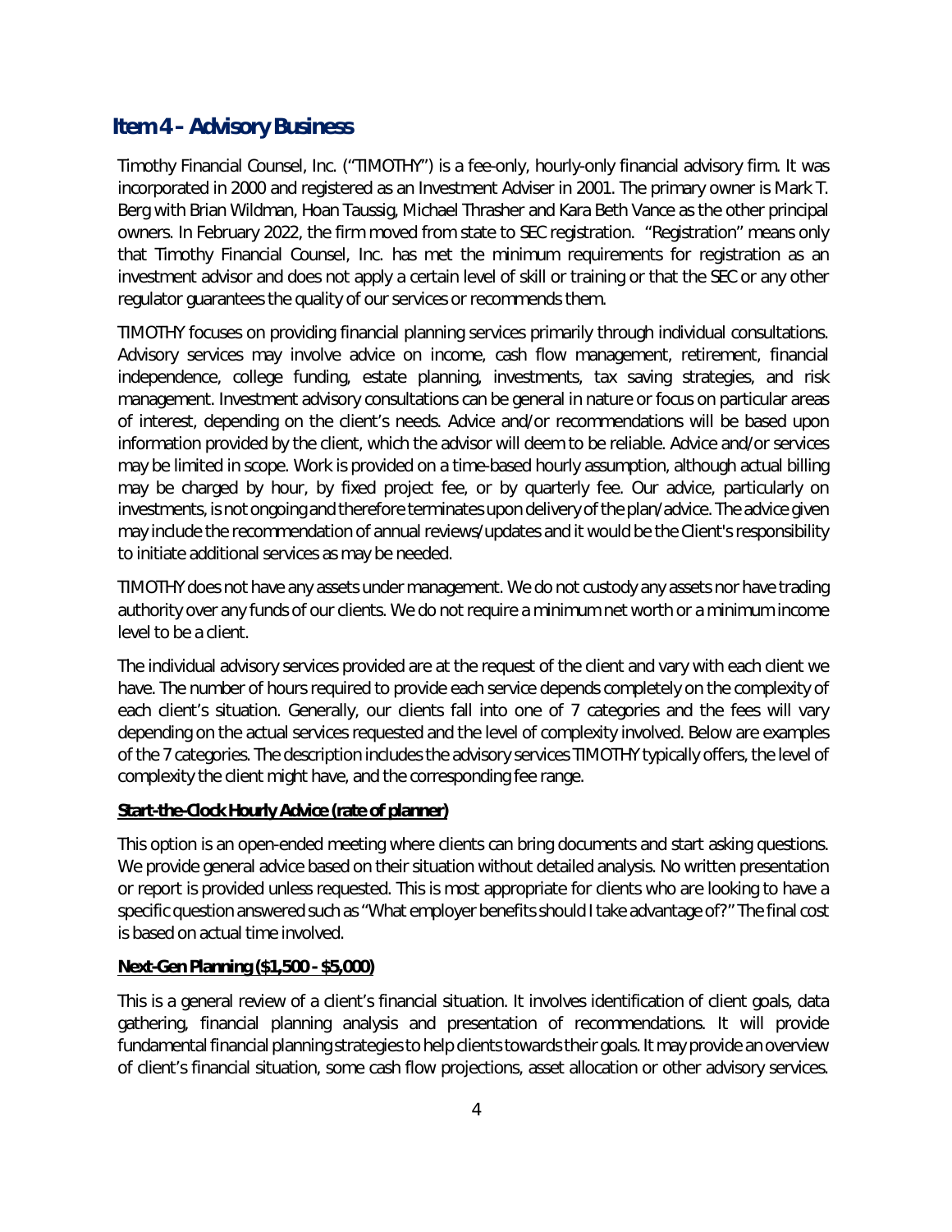## Item 4 – Advisory Business

Timothy Financial Counsel, Inc. ("TIMOTHY") is a fee-only, hourly-only financial advisory firm. It was incorporated in 2000 and registered as an Investment Adviser in 2001. The primary owner is Mark T. Berg with Brian Wildman, Hoan Taussig, Michael Thrasher and Kara Beth Vance as the other principal owners. In February 2022, the firm moved from state to SEC registration. "Registration" means only that Timothy Financial Counsel, Inc. has met the minimum requirements for registration as an investment advisor and does not apply a certain level of skill or training or that the SEC or any other regulator guarantees the quality of our services or recommends them.

TIMOTHY focuses on providing financial planning services primarily through individual consultations. Advisory services may involve advice on income, cash flow management, retirement, financial independence, college funding, estate planning, investments, tax saving strategies, and risk management. Investment advisory consultations can be general in nature or focus on particular areas of interest, depending on the client's needs. Advice and/or recommendations will be based upon information provided by the client, which the advisor will deem to be reliable. Advice and/or services may be limited in scope. Work is provided on a time-based hourly assumption, although actual billing may be charged by hour, by fixed project fee, or by quarterly fee. Our advice, particularly on investments, is not ongoing and therefore terminates upon delivery of the plan/advice. The advice given may include the recommendation of annual reviews/updates and it would be the Client's responsibility to initiate additional services as may be needed.

TIMOTHY does not have any assets under management. We do not custody any assets nor have trading authority over any funds of our clients. We do not require a minimum net worth or a minimum income level to be a client.

The individual advisory services provided are at the request of the client and vary with each client we have. The number of hours required to provide each service depends completely on the complexity of each client's situation. Generally, our clients fall into one of 7 categories and the fees will vary depending on the actual services requested and the level of complexity involved. Below are examples of the 7 categories. The description includes the advisory services TIMOTHY typically offers, the level of complexity the client might have, and the corresponding fee range.

**Start-the-Clock Hourly Advice (rate of planner)**

This option is an open-ended meeting where clients can bring documents and start asking questions. We provide general advice based on their situation without detailed analysis. No written presentation or report is provided unless requested. This is most appropriate for clients who are looking to have a specific question answered such as "What employer benefits should I take advantage of?" The final cost is based on actual time involved.

**Next-Gen Planning ($1,500 - $5,000)**

This is a general review of a client's financial situation. It involves identification of client goals, data gathering, financial planning analysis and presentation of recommendations. It will provide fundamental financial planning strategies to help clients towards their goals. It may provide an overview of client's financial situation, some cash flow projections, asset allocation or other advisory services.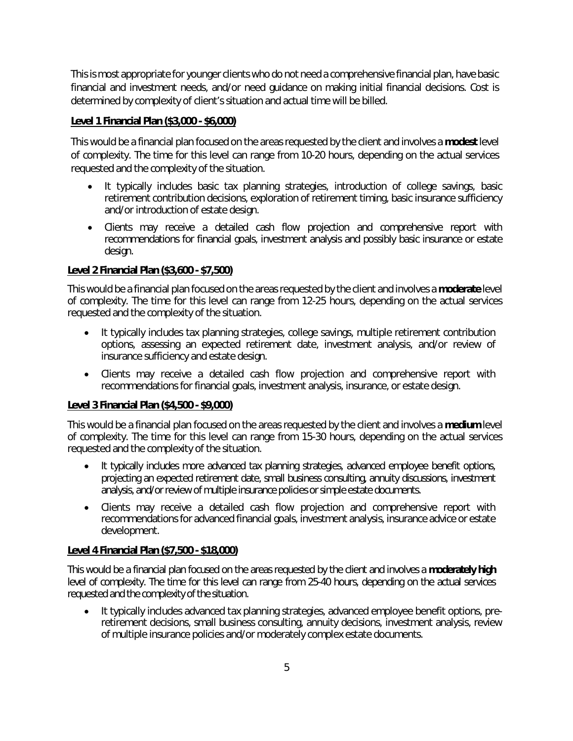This is most appropriate for younger clients who do not need a comprehensive financial plan, have basic financial and investment needs, and/or need guidance on making initial financial decisions. Cost is determined by complexity of client's situation and actual time will be billed.

**Level 1 Financial Plan ($3,000 - $6,000)**

This would be a financial plan focused on the areas requested by the client and involves a **modest** level of complexity. The time for this level can range from 10-20 hours, depending on the actual services requested and the complexity of the situation.

- It typically includes basic tax planning strategies, introduction of college savings, basic retirement contribution decisions, exploration of retirement timing, basic insurance sufficiency and/or introduction of estate design.
- Clients may receive a detailed cash flow projection and comprehensive report with recommendations for financial goals, investment analysis and possibly basic insurance or estate design.

**Level 2 Financial Plan ($3,600 - $7,500)**

This would be a financial plan focused on the areas requested by the client and involves a **moderate** level of complexity. The time for this level can range from 12-25 hours, depending on the actual services requested and the complexity of the situation.

- It typically includes tax planning strategies, college savings, multiple retirement contribution options, assessing an expected retirement date, investment analysis, and/or review of insurance sufficiency and estate design.
- Clients may receive a detailed cash flow projection and comprehensive report with recommendations for financial goals, investment analysis, insurance, or estate design.

**Level 3 Financial Plan ($4,500 - $9,000)**

This would be a financial plan focused on the areas requested by the client and involves a **medium** level of complexity. The time for this level can range from 15-30 hours, depending on the actual services requested and the complexity of the situation.

- It typically includes more advanced tax planning strategies, advanced employee benefit options, projecting an expected retirement date, small business consulting, annuity discussions, investment analysis, and/or review of multiple insurance policies or simple estate documents.
- Clients may receive a detailed cash flow projection and comprehensive report with recommendations for advanced financial goals, investment analysis, insurance advice or estate development.

**Level 4 Financial Plan ($7,500 - $18,000)**

This would be a financial plan focused on the areas requested by the client and involves a **moderately high** level of complexity. The time for this level can range from 25-40 hours, depending on the actual services requested and the complexity of the situation.

- It typically includes advanced tax planning strategies, advanced employee benefit options, pre-retirement decisions, small business consulting, annuity decisions, investment analysis, review of multiple insurance policies and/or moderately complex estate documents.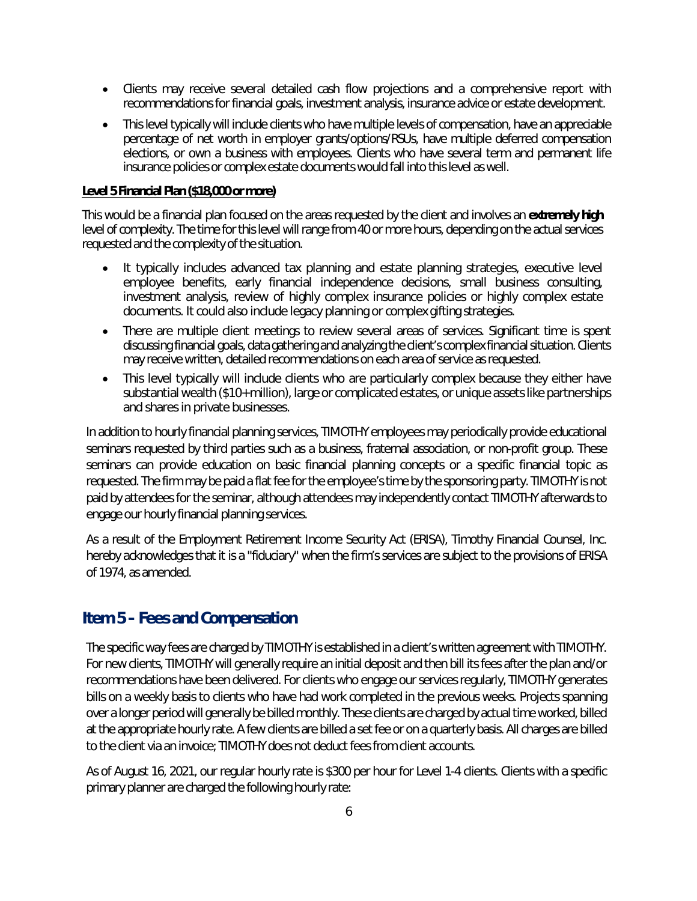- Clients may receive several detailed cash flow projections and a comprehensive report with recommendations for financial goals, investment analysis, insurance advice or estate development.
- This level typically will include clients who have multiple levels of compensation, have an appreciable percentage of net worth in employer grants/options/RSUs, have multiple deferred compensation elections, or own a business with employees. Clients who have several term and permanent life insurance policies or complex estate documents would fall into this level as well.

**Level 5 Financial Plan ($18,000 or more)**

This would be a financial plan focused on the areas requested by the client and involves an **extremely high** level of complexity. The time for this level will range from 40 or more hours, depending on the actual services requested and the complexity of the situation.

- It typically includes advanced tax planning and estate planning strategies, executive level employee benefits, early financial independence decisions, small business consulting, investment analysis, review of highly complex insurance policies or highly complex estate documents. It could also include legacy planning or complex gifting strategies.
- There are multiple client meetings to review several areas of services. Significant time is spent discussing financial goals, data gathering and analyzing the client's complex financial situation. Clients may receive written, detailed recommendations on each area of service as requested.
- This level typically will include clients who are particularly complex because they either have substantial wealth ($10+ million), large or complicated estates, or unique assets like partnerships and shares in private businesses.

In addition to hourly financial planning services, TIMOTHY employees may periodically provide educational seminars requested by third parties such as a business, fraternal association, or non-profit group. These seminars can provide education on basic financial planning concepts or a specific financial topic as requested. The firm may be paid a flat fee for the employee's time by the sponsoring party. TIMOTHY is not paid by attendees for the seminar, although attendees may independently contact TIMOTHY afterwards to engage our hourly financial planning services.

As a result of the Employment Retirement Income Security Act (ERISA), Timothy Financial Counsel, Inc. hereby acknowledges that it is a "fiduciary" when the firm's services are subject to the provisions of ERISA of 1974, as amended.

## Item 5 - Fees and Compensation

The specific way fees are charged by TIMOTHY is established in a client's written agreement with TIMOTHY. For new clients, TIMOTHY will generally require an initial deposit and then bill its fees after the plan and/or recommendations have been delivered. For clients who engage our services regularly, TIMOTHY generates bills on a weekly basis to clients who have had work completed in the previous weeks. Projects spanning over a longer period will generally be billed monthly. These clients are charged by actual time worked, billed at the appropriate hourly rate. A few clients are billed a set fee or on a quarterly basis. All charges are billed to the client via an invoice; TIMOTHY does not deduct fees from client accounts.

As of August 16, 2021, our regular hourly rate is $300 per hour for Level 1-4 clients. Clients with a specific primary planner are charged the following hourly rate: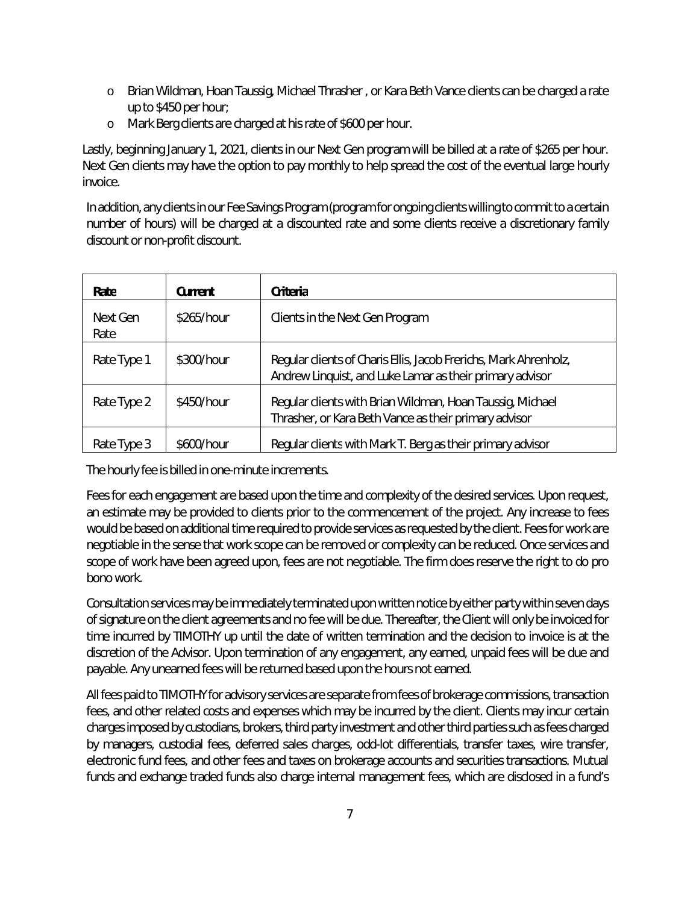- Brian Wildman, Hoan Taussig, Michael Thrasher , or Kara Beth Vance clients can be charged a rate up to $450 per hour;
- Mark Berg clients are charged at his rate of $600 per hour.

Lastly, beginning January 1, 2021, clients in our Next Gen program will be billed at a rate of $265 per hour. Next Gen clients may have the option to pay monthly to help spread the cost of the eventual large hourly invoice.

In addition, any clients in our Fee Savings Program (program for ongoing clients willing to commit to a certain number of hours) will be charged at a discounted rate and some clients receive a discretionary family discount or non-profit discount.

| **Rate** | **Current** | **Criteria** |
|---|---|---|
| Next Gen Rate | $265/hour | Clients in the Next Gen Program |
| Rate Type 1 | $300/hour | Regular clients of Charis Ellis, Jacob Frerichs, Mark Ahrenholz, Andrew Linquist, and Luke Lamar as their primary advisor |
| Rate Type 2 | $450/hour | Regular clients with Brian Wildman, Hoan Taussig, Michael Thrasher, or Kara Beth Vance as their primary advisor |
| Rate Type 3 | $600/hour | Regular clients with Mark T. Berg as their primary advisor |

The hourly fee is billed in one-minute increments.

Fees for each engagement are based upon the time and complexity of the desired services. Upon request, an estimate may be provided to clients prior to the commencement of the project. Any increase to fees would be based on additional time required to provide services as requested by the client. Fees for work are negotiable in the sense that work scope can be removed or complexity can be reduced. Once services and scope of work have been agreed upon, fees are not negotiable. The firm does reserve the right to do pro bono work.

Consultation services may be immediately terminated upon written notice by either party within seven days of signature on the client agreements and no fee will be due. Thereafter, the Client will only be invoiced for time incurred by TIMOTHY up until the date of written termination and the decision to invoice is at the discretion of the Advisor. Upon termination of any engagement, any earned, unpaid fees will be due and payable. Any unearned fees will be returned based upon the hours not earned.

All fees paid to TIMOTHY for advisory services are separate from fees of brokerage commissions, transaction fees, and other related costs and expenses which may be incurred by the client. Clients may incur certain charges imposed by custodians, brokers, third party investment and other third parties such as fees charged by managers, custodial fees, deferred sales charges, odd-lot differentials, transfer taxes, wire transfer, electronic fund fees, and other fees and taxes on brokerage accounts and securities transactions. Mutual funds and exchange traded funds also charge internal management fees, which are disclosed in a fund's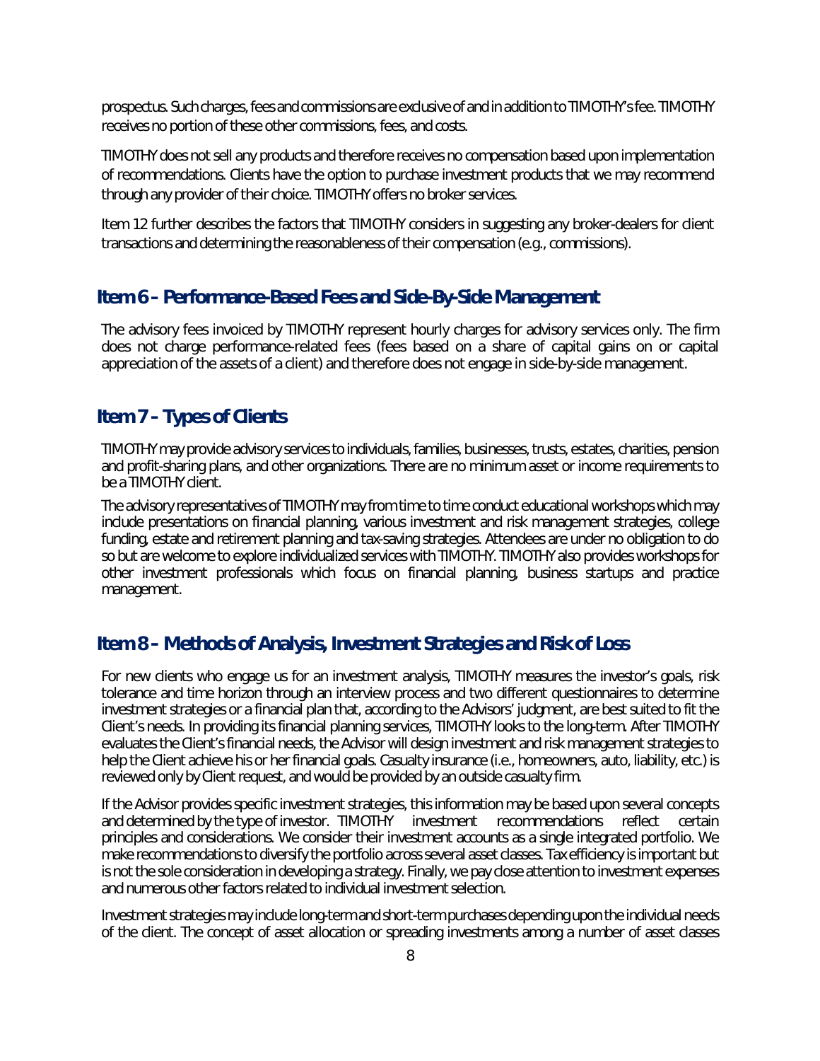prospectus. Such charges, fees and commissions are exclusive of and in addition to TIMOTHY's fee. TIMOTHY receives no portion of these other commissions, fees, and costs.

TIMOTHY does not sell any products and therefore receives no compensation based upon implementation of recommendations. Clients have the option to purchase investment products that we may recommend through any provider of their choice. TIMOTHY offers no broker services.

Item 12 further describes the factors that TIMOTHY considers in suggesting any broker-dealers for client transactions and determining the reasonableness of their compensation (e.g., commissions).

## Item 6 - Performance-Based Fees and Side-By-Side Management

The advisory fees invoiced by TIMOTHY represent hourly charges for advisory services only. The firm does not charge performance-related fees (fees based on a share of capital gains on or capital appreciation of the assets of a client) and therefore does not engage in side-by-side management.

## Item 7 - Types of Clients

TIMOTHY may provide advisory services to individuals, families, businesses, trusts, estates, charities, pension and profit-sharing plans, and other organizations. There are no minimum asset or income requirements to be a TIMOTHY client.

The advisory representatives of TIMOTHY may from time to time conduct educational workshops which may include presentations on financial planning, various investment and risk management strategies, college funding, estate and retirement planning and tax-saving strategies. Attendees are under no obligation to do so but are welcome to explore individualized services with TIMOTHY. TIMOTHY also provides workshops for other investment professionals which focus on financial planning, business startups and practice management.

## Item 8 - Methods of Analysis, Investment Strategies and Risk of Loss

For new clients who engage us for an investment analysis, TIMOTHY measures the investor's goals, risk tolerance and time horizon through an interview process and two different questionnaires to determine investment strategies or a financial plan that, according to the Advisors' judgment, are best suited to fit the Client's needs. In providing its financial planning services, TIMOTHY looks to the long-term. After TIMOTHY evaluates the Client's financial needs, the Advisor will design investment and risk management strategies to help the Client achieve his or her financial goals. Casualty insurance (i.e., homeowners, auto, liability, etc.) is reviewed only by Client request, and would be provided by an outside casualty firm.

If the Advisor provides specific investment strategies, this information may be based upon several concepts and determined by the type of investor. TIMOTHY investment recommendations reflect certain principles and considerations. We consider their investment accounts as a single integrated portfolio. We make recommendations to diversify the portfolio across several asset classes. Tax efficiency is important but is not the sole consideration in developing a strategy. Finally, we pay close attention to investment expenses and numerous other factors related to individual investment selection.

Investment strategies may include long-term and short-term purchases depending upon the individual needs of the client. The concept of asset allocation or spreading investments among a number of asset classes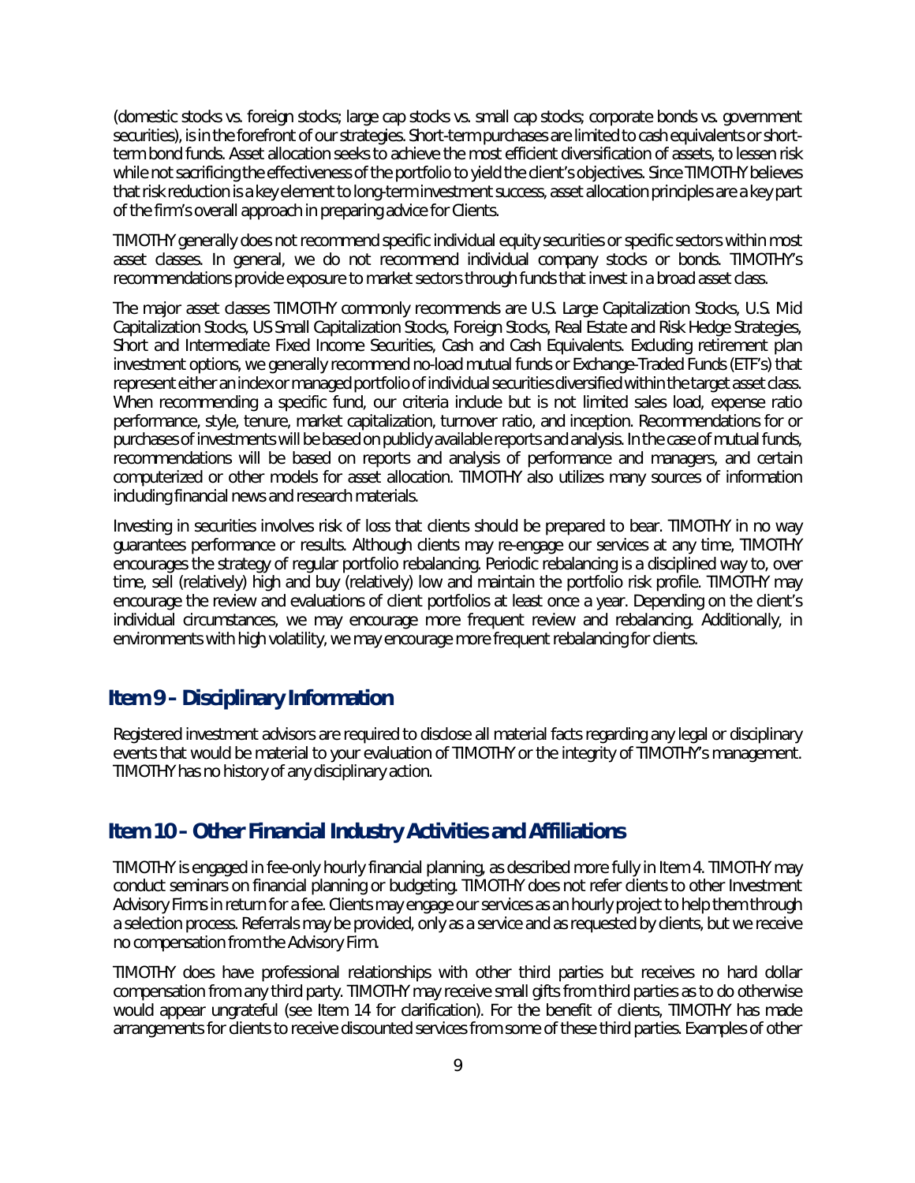(domestic stocks vs. foreign stocks; large cap stocks vs. small cap stocks; corporate bonds vs. government securities), is in the forefront of our strategies. Short-term purchases are limited to cash equivalents or short-term bond funds. Asset allocation seeks to achieve the most efficient diversification of assets, to lessen risk while not sacrificing the effectiveness of the portfolio to yield the client's objectives. Since TIMOTHY believes that risk reduction is a key element to long-term investment success, asset allocation principles are a key part of the firm's overall approach in preparing advice for Clients.

TIMOTHY generally does not recommend specific individual equity securities or specific sectors within most asset classes. In general, we do not recommend individual company stocks or bonds. TIMOTHY's recommendations provide exposure to market sectors through funds that invest in a broad asset class.

The major asset classes TIMOTHY commonly recommends are U.S. Large Capitalization Stocks, U.S. Mid Capitalization Stocks, US Small Capitalization Stocks, Foreign Stocks, Real Estate and Risk Hedge Strategies, Short and Intermediate Fixed Income Securities, Cash and Cash Equivalents. Excluding retirement plan investment options, we generally recommend no-load mutual funds or Exchange-Traded Funds (ETF's) that represent either an index or managed portfolio of individual securities diversified within the target asset class. When recommending a specific fund, our criteria include but is not limited sales load, expense ratio performance, style, tenure, market capitalization, turnover ratio, and inception. Recommendations for or purchases of investments will be based on publicly available reports and analysis. In the case of mutual funds, recommendations will be based on reports and analysis of performance and managers, and certain computerized or other models for asset allocation. TIMOTHY also utilizes many sources of information including financial news and research materials.

Investing in securities involves risk of loss that clients should be prepared to bear. TIMOTHY in no way guarantees performance or results. Although clients may re-engage our services at any time, TIMOTHY encourages the strategy of regular portfolio rebalancing. Periodic rebalancing is a disciplined way to, over time, sell (relatively) high and buy (relatively) low and maintain the portfolio risk profile. TIMOTHY may encourage the review and evaluations of client portfolios at least once a year. Depending on the client's individual circumstances, we may encourage more frequent review and rebalancing. Additionally, in environments with high volatility, we may encourage more frequent rebalancing for clients.

## Item 9 – Disciplinary Information

Registered investment advisors are required to disclose all material facts regarding any legal or disciplinary events that would be material to your evaluation of TIMOTHY or the integrity of TIMOTHY's management. TIMOTHY has no history of any disciplinary action.

## Item 10 – Other Financial Industry Activities and Affiliations

TIMOTHY is engaged in fee-only hourly financial planning, as described more fully in Item 4. TIMOTHY may conduct seminars on financial planning or budgeting. TIMOTHY does not refer clients to other Investment Advisory Firms in return for a fee. Clients may engage our services as an hourly project to help them through a selection process. Referrals may be provided, only as a service and as requested by clients, but we receive no compensation from the Advisory Firm.

TIMOTHY does have professional relationships with other third parties but receives no hard dollar compensation from any third party. TIMOTHY may receive small gifts from third parties as to do otherwise would appear ungrateful (see Item 14 for clarification). For the benefit of clients, TIMOTHY has made arrangements for clients to receive discounted services from some of these third parties. Examples of other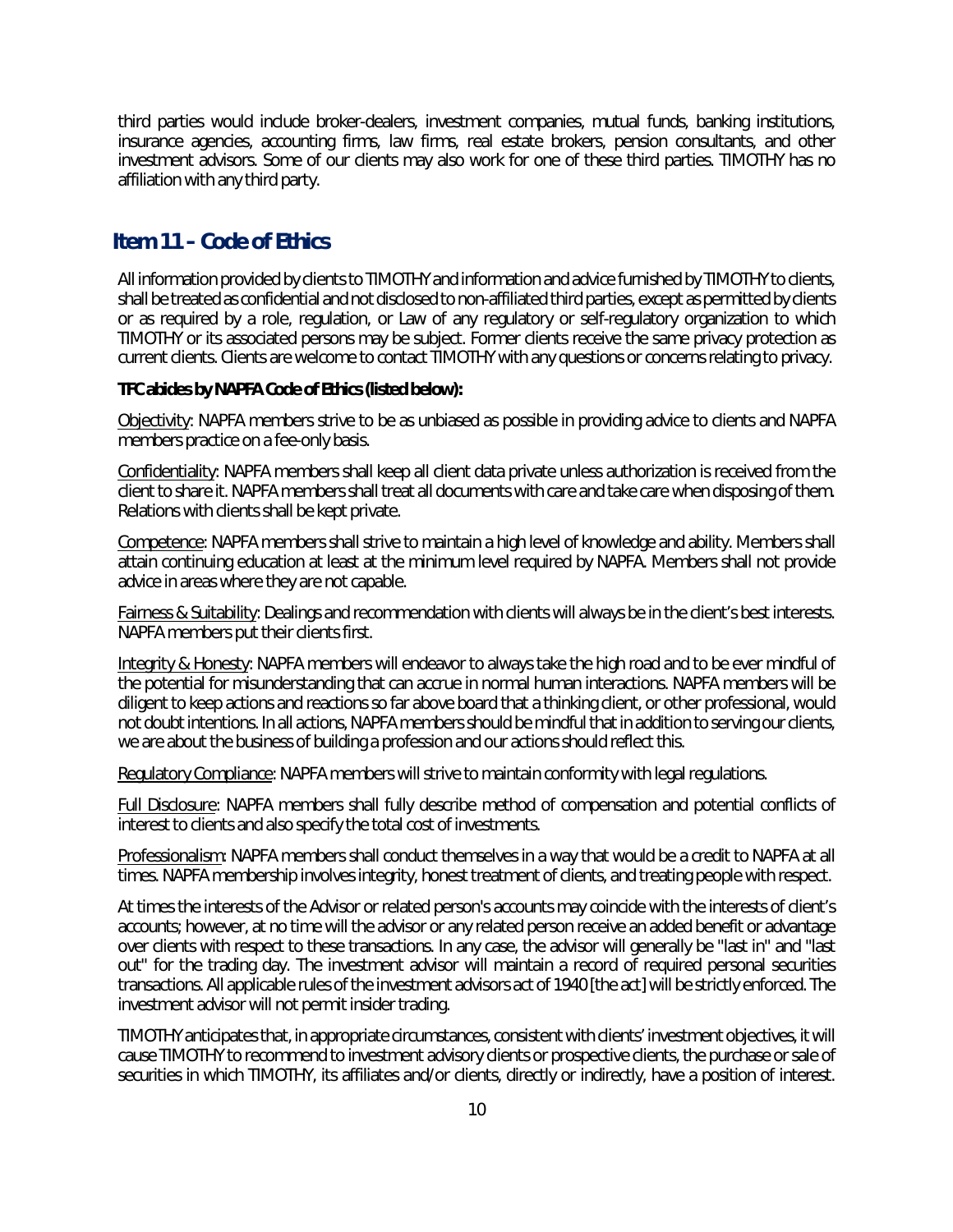third parties would include broker-dealers, investment companies, mutual funds, banking institutions, insurance agencies, accounting firms, law firms, real estate brokers, pension consultants, and other investment advisors. Some of our clients may also work for one of these third parties. TIMOTHY has no affiliation with any third party.

## Item 11 – Code of Ethics

All information provided by clients to TIMOTHY and information and advice furnished by TIMOTHY to clients, shall be treated as confidential and not disclosed to non-affiliated third parties, except as permitted by clients or as required by a role, regulation, or Law of any regulatory or self-regulatory organization to which TIMOTHY or its associated persons may be subject. Former clients receive the same privacy protection as current clients. Clients are welcome to contact TIMOTHY with any questions or concerns relating to privacy.

**TFC abides by NAPFA Code of Ethics (listed below):**

Objectivity: NAPFA members strive to be as unbiased as possible in providing advice to clients and NAPFA members practice on a fee-only basis.

Confidentiality: NAPFA members shall keep all client data private unless authorization is received from the client to share it. NAPFA members shall treat all documents with care and take care when disposing of them. Relations with clients shall be kept private.

Competence: NAPFA members shall strive to maintain a high level of knowledge and ability. Members shall attain continuing education at least at the minimum level required by NAPFA. Members shall not provide advice in areas where they are not capable.

Fairness & Suitability: Dealings and recommendation with clients will always be in the client's best interests. NAPFA members put their clients first.

Integrity & Honesty: NAPFA members will endeavor to always take the high road and to be ever mindful of the potential for misunderstanding that can accrue in normal human interactions. NAPFA members will be diligent to keep actions and reactions so far above board that a thinking client, or other professional, would not doubt intentions. In all actions, NAPFA members should be mindful that in addition to serving our clients, we are about the business of building a profession and our actions should reflect this.

Regulatory Compliance: NAPFA members will strive to maintain conformity with legal regulations.

Full Disclosure: NAPFA members shall fully describe method of compensation and potential conflicts of interest to clients and also specify the total cost of investments.

Professionalism: NAPFA members shall conduct themselves in a way that would be a credit to NAPFA at all times. NAPFA membership involves integrity, honest treatment of clients, and treating people with respect.

At times the interests of the Advisor or related person's accounts may coincide with the interests of client's accounts; however, at no time will the advisor or any related person receive an added benefit or advantage over clients with respect to these transactions. In any case, the advisor will generally be "last in" and "last out" for the trading day. The investment advisor will maintain a record of required personal securities transactions. All applicable rules of the investment advisors act of 1940 [the act] will be strictly enforced. The investment advisor will not permit insider trading.

TIMOTHY anticipates that, in appropriate circumstances, consistent with clients' investment objectives, it will cause TIMOTHY to recommend to investment advisory clients or prospective clients, the purchase or sale of securities in which TIMOTHY, its affiliates and/or clients, directly or indirectly, have a position of interest.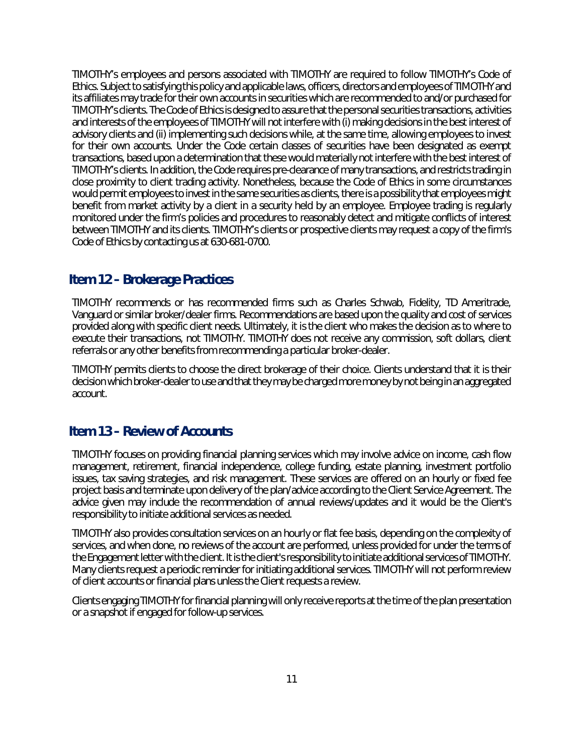TIMOTHY's employees and persons associated with TIMOTHY are required to follow TIMOTHY's Code of Ethics. Subject to satisfying this policy and applicable laws, officers, directors and employees of TIMOTHY and its affiliates may trade for their own accounts in securities which are recommended to and/or purchased for TIMOTHY's clients. The Code of Ethics is designed to assure that the personal securities transactions, activities and interests of the employees of TIMOTHY will not interfere with (i) making decisions in the best interest of advisory clients and (ii) implementing such decisions while, at the same time, allowing employees to invest for their own accounts. Under the Code certain classes of securities have been designated as exempt transactions, based upon a determination that these would materially not interfere with the best interest of TIMOTHY's clients. In addition, the Code requires pre-clearance of many transactions, and restricts trading in close proximity to client trading activity. Nonetheless, because the Code of Ethics in some circumstances would permit employees to invest in the same securities as clients, there is a possibility that employees might benefit from market activity by a client in a security held by an employee. Employee trading is regularly monitored under the firm's policies and procedures to reasonably detect and mitigate conflicts of interest between TIMOTHY and its clients. TIMOTHY's clients or prospective clients may request a copy of the firm's Code of Ethics by contacting us at 630-681-0700.

## Item 12 - Brokerage Practices

TIMOTHY recommends or has recommended firms such as Charles Schwab, Fidelity, TD Ameritrade, Vanguard or similar broker/dealer firms. Recommendations are based upon the quality and cost of services provided along with specific client needs. Ultimately, it is the client who makes the decision as to where to execute their transactions, not TIMOTHY. TIMOTHY does not receive any commission, soft dollars, client referrals or any other benefits from recommending a particular broker-dealer.

TIMOTHY permits clients to choose the direct brokerage of their choice. Clients understand that it is their decision which broker-dealer to use and that they may be charged more money by not being in an aggregated account.

## Item 13 - Review of Accounts

TIMOTHY focuses on providing financial planning services which may involve advice on income, cash flow management, retirement, financial independence, college funding, estate planning, investment portfolio issues, tax saving strategies, and risk management. These services are offered on an hourly or fixed fee project basis and terminate upon delivery of the plan/advice according to the Client Service Agreement. The advice given may include the recommendation of annual reviews/updates and it would be the Client's responsibility to initiate additional services as needed.

TIMOTHY also provides consultation services on an hourly or flat fee basis, depending on the complexity of services, and when done, no reviews of the account are performed, unless provided for under the terms of the Engagement letter with the client. It is the client's responsibility to initiate additional services of TIMOTHY. Many clients request a periodic reminder for initiating additional services. TIMOTHY will not perform review of client accounts or financial plans unless the Client requests a review.

Clients engaging TIMOTHY for financial planning will only receive reports at the time of the plan presentation or a snapshot if engaged for follow-up services.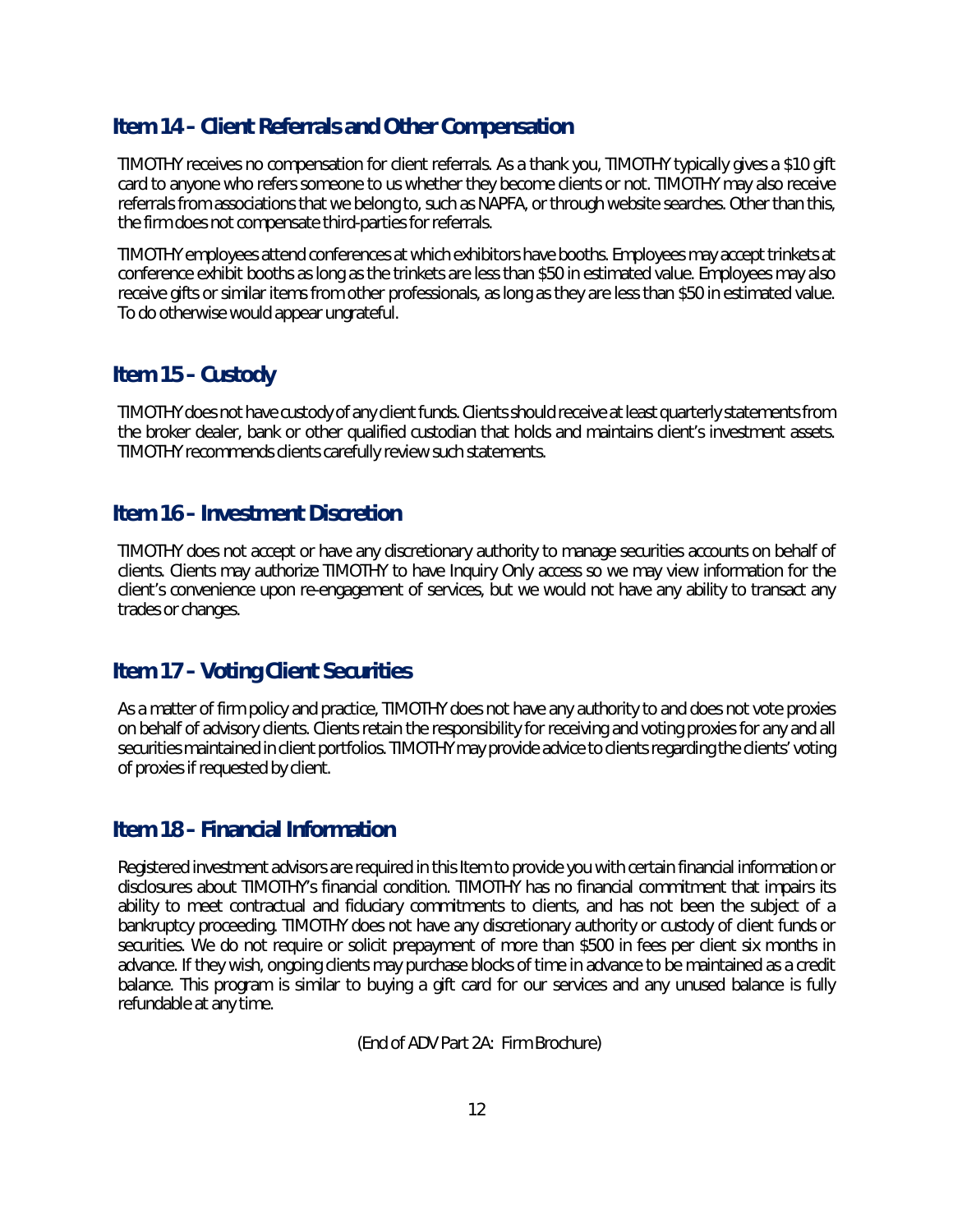## Item 14 – Client Referrals and Other Compensation

TIMOTHY receives no compensation for client referrals. As a thank you, TIMOTHY typically gives a $10 gift card to anyone who refers someone to us whether they become clients or not. TIMOTHY may also receive referrals from associations that we belong to, such as NAPFA, or through website searches. Other than this, the firm does not compensate third-parties for referrals.

TIMOTHY employees attend conferences at which exhibitors have booths. Employees may accept trinkets at conference exhibit booths as long as the trinkets are less than $50 in estimated value. Employees may also receive gifts or similar items from other professionals, as long as they are less than $50 in estimated value. To do otherwise would appear ungrateful.

## Item 15 – Custody

TIMOTHY does not have custody of any client funds. Clients should receive at least quarterly statements from the broker dealer, bank or other qualified custodian that holds and maintains client's investment assets. TIMOTHY recommends clients carefully review such statements.

## Item 16 – Investment Discretion

TIMOTHY does not accept or have any discretionary authority to manage securities accounts on behalf of clients. Clients may authorize TIMOTHY to have Inquiry Only access so we may view information for the client's convenience upon re-engagement of services, but we would not have any ability to transact any trades or changes.

## Item 17 – Voting Client Securities

As a matter of firm policy and practice, TIMOTHY does not have any authority to and does not vote proxies on behalf of advisory clients. Clients retain the responsibility for receiving and voting proxies for any and all securities maintained in client portfolios. TIMOTHY may provide advice to clients regarding the clients' voting of proxies if requested by client.

## Item 18 – Financial Information

Registered investment advisors are required in this Item to provide you with certain financial information or disclosures about TIMOTHY's financial condition. TIMOTHY has no financial commitment that impairs its ability to meet contractual and fiduciary commitments to clients, and has not been the subject of a bankruptcy proceeding. TIMOTHY does not have any discretionary authority or custody of client funds or securities. We do not require or solicit prepayment of more than $500 in fees per client six months in advance. If they wish, ongoing clients may purchase blocks of time in advance to be maintained as a credit balance. This program is similar to buying a gift card for our services and any unused balance is fully refundable at any time.

(End of ADV Part 2A: Firm Brochure)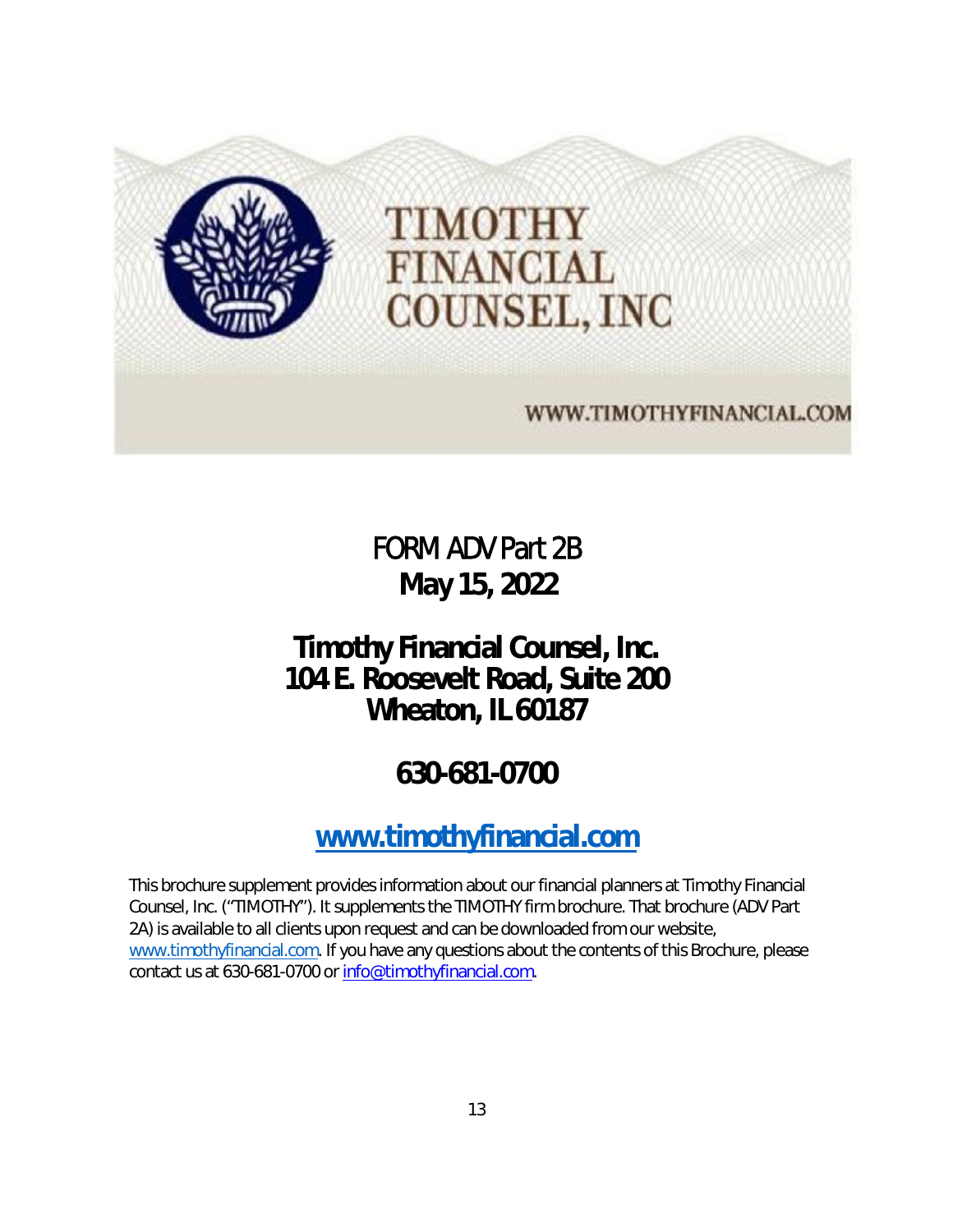TIMOTHY FINANCIAL COUNSEL, INC

WWW.TIMOTHYFINANCIAL.COM

# FORM ADV Part 2B
# May 15, 2022

## Timothy Financial Counsel, Inc.
## 104 E. Roosevelt Road, Suite 200
## Wheaton, IL 60187

## 630-681-0700

## [www.timothyfinancial.com](www.timothyfinancial.com)

This brochure supplement provides information about our financial planners at Timothy Financial Counsel, Inc. ("TIMOTHY"). It supplements the TIMOTHY firm brochure. That brochure (ADV Part 2A) is available to all clients upon request and can be downloaded from our website, [www.timothyfinancial.com](www.timothyfinancial.com). If you have any questions about the contents of this Brochure, please contact us at 630-681-0700 or [info@timothyfinancial.com](mailto:info@timothyfinancial.com).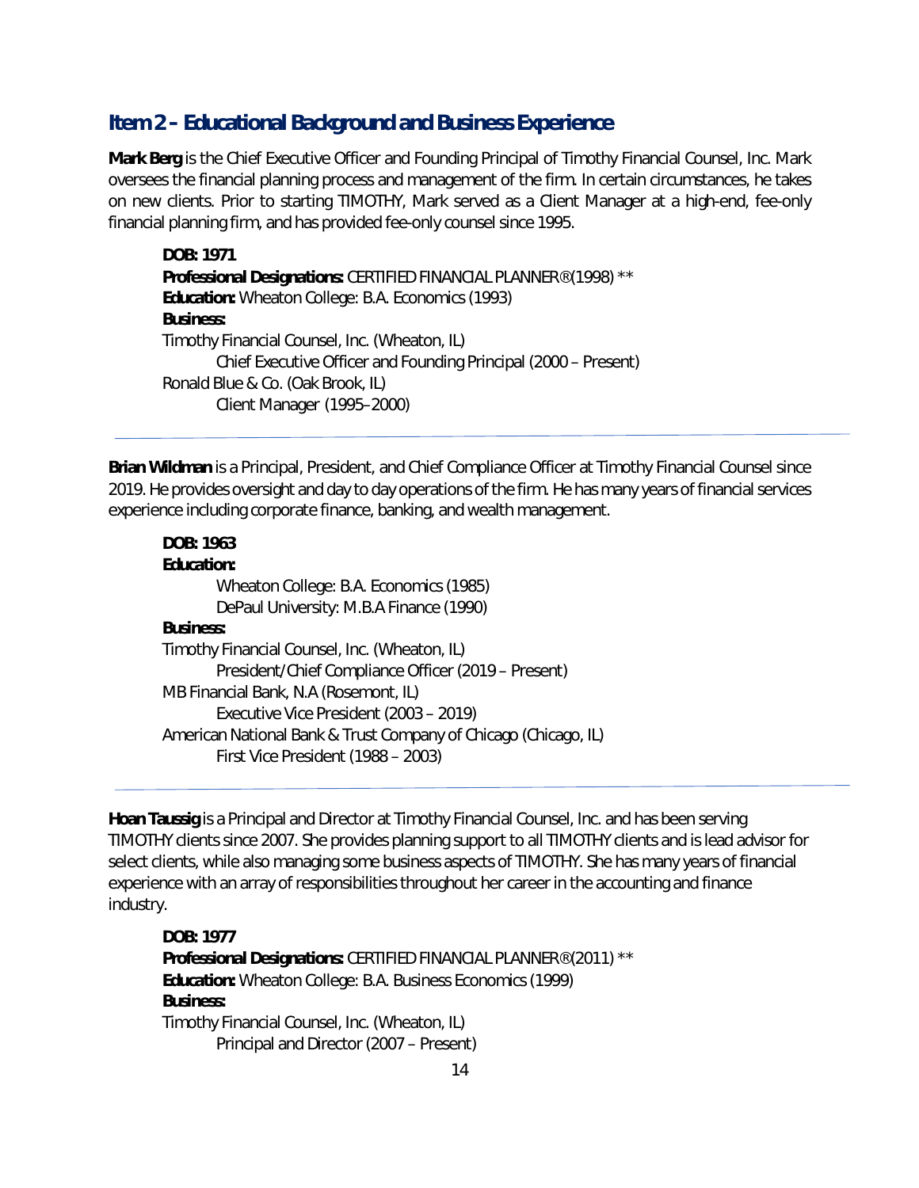## Item 2 – Educational Background and Business Experience

**Mark Berg** is the Chief Executive Officer and Founding Principal of Timothy Financial Counsel, Inc. Mark oversees the financial planning process and management of the firm. In certain circumstances, he takes on new clients. Prior to starting TIMOTHY, Mark served as a Client Manager at a high-end, fee-only financial planning firm, and has provided fee-only counsel since 1995.

**DOB: 1971**
**Professional Designations:** CERTIFIED FINANCIAL PLANNER®(1998) **
**Education:** Wheaton College: B.A. Economics (1993)
**Business:**
Timothy Financial Counsel, Inc. (Wheaton, IL)
Chief Executive Officer and Founding Principal (2000 – Present)
Ronald Blue & Co. (Oak Brook, IL)
Client Manager (1995–2000)

---

**Brian Wildman** is a Principal, President, and Chief Compliance Officer at Timothy Financial Counsel since 2019. He provides oversight and day to day operations of the firm. He has many years of financial services experience including corporate finance, banking, and wealth management.

**DOB: 1963**
**Education:**
Wheaton College: B.A. Economics (1985)
DePaul University: M.B.A Finance (1990)
**Business:**
Timothy Financial Counsel, Inc. (Wheaton, IL)
President/Chief Compliance Officer (2019 – Present)
MB Financial Bank, N.A (Rosemont, IL)
Executive Vice President (2003 – 2019)
American National Bank & Trust Company of Chicago (Chicago, IL)
First Vice President (1988 – 2003)

---

**Hoan Taussig** is a Principal and Director at Timothy Financial Counsel, Inc. and has been serving TIMOTHY clients since 2007. She provides planning support to all TIMOTHY clients and is lead advisor for select clients, while also managing some business aspects of TIMOTHY. She has many years of financial experience with an array of responsibilities throughout her career in the accounting and finance industry.

**DOB: 1977**
**Professional Designations:** CERTIFIED FINANCIAL PLANNER®(2011) **
**Education:** Wheaton College: B.A. Business Economics (1999)
**Business:**
Timothy Financial Counsel, Inc. (Wheaton, IL)
Principal and Director (2007 – Present)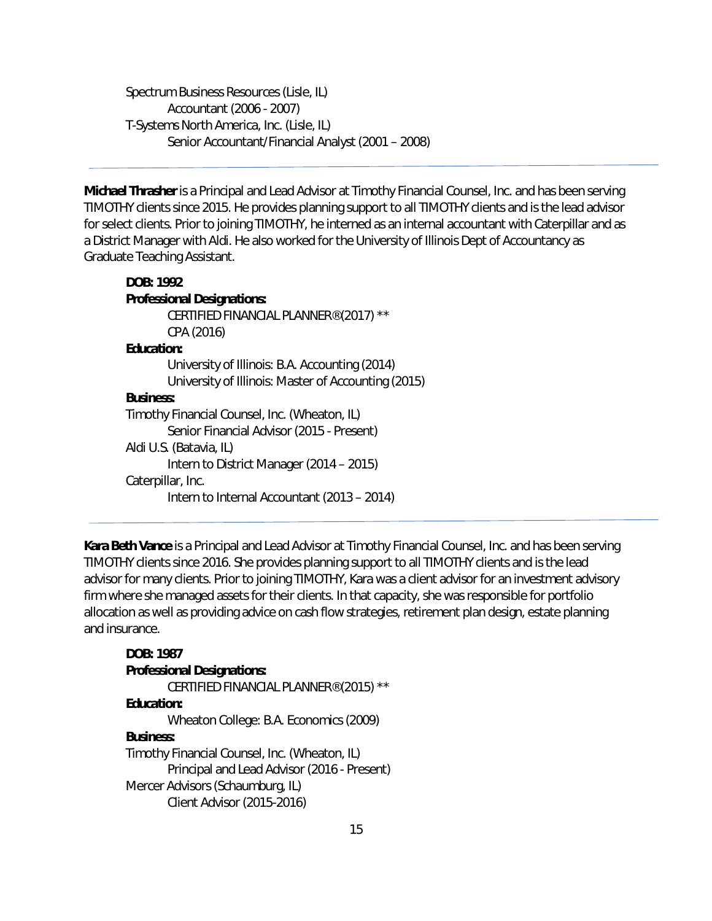Spectrum Business Resources (Lisle, IL)
  Accountant (2006 - 2007)
T-Systems North America, Inc. (Lisle, IL)
  Senior Accountant/Financial Analyst (2001 – 2008)

---

**Michael Thrasher** is a Principal and Lead Advisor at Timothy Financial Counsel, Inc. and has been serving TIMOTHY clients since 2015. He provides planning support to all TIMOTHY clients and is the lead advisor for select clients. Prior to joining TIMOTHY, he interned as an internal accountant with Caterpillar and as a District Manager with Aldi. He also worked for the University of Illinois Dept of Accountancy as Graduate Teaching Assistant.

**DOB: 1992**
**Professional Designations:**
  CERTIFIED FINANCIAL PLANNER® (2017) **
  CPA (2016)
**Education:**
  University of Illinois: B.A. Accounting (2014)
  University of Illinois: Master of Accounting (2015)
**Business:**
Timothy Financial Counsel, Inc. (Wheaton, IL)
  Senior Financial Advisor (2015 - Present)
Aldi U.S. (Batavia, IL)
  Intern to District Manager (2014 – 2015)
Caterpillar, Inc.
  Intern to Internal Accountant (2013 – 2014)

---

**Kara Beth Vance** is a Principal and Lead Advisor at Timothy Financial Counsel, Inc. and has been serving TIMOTHY clients since 2016. She provides planning support to all TIMOTHY clients and is the lead advisor for many clients. Prior to joining TIMOTHY, Kara was a client advisor for an investment advisory firm where she managed assets for their clients. In that capacity, she was responsible for portfolio allocation as well as providing advice on cash flow strategies, retirement plan design, estate planning and insurance.

**DOB: 1987**
**Professional Designations:**
  CERTIFIED FINANCIAL PLANNER® (2015) **
**Education:**
  Wheaton College: B.A. Economics (2009)
**Business:**
Timothy Financial Counsel, Inc. (Wheaton, IL)
  Principal and Lead Advisor (2016 - Present)
Mercer Advisors (Schaumburg, IL)
  Client Advisor (2015-2016)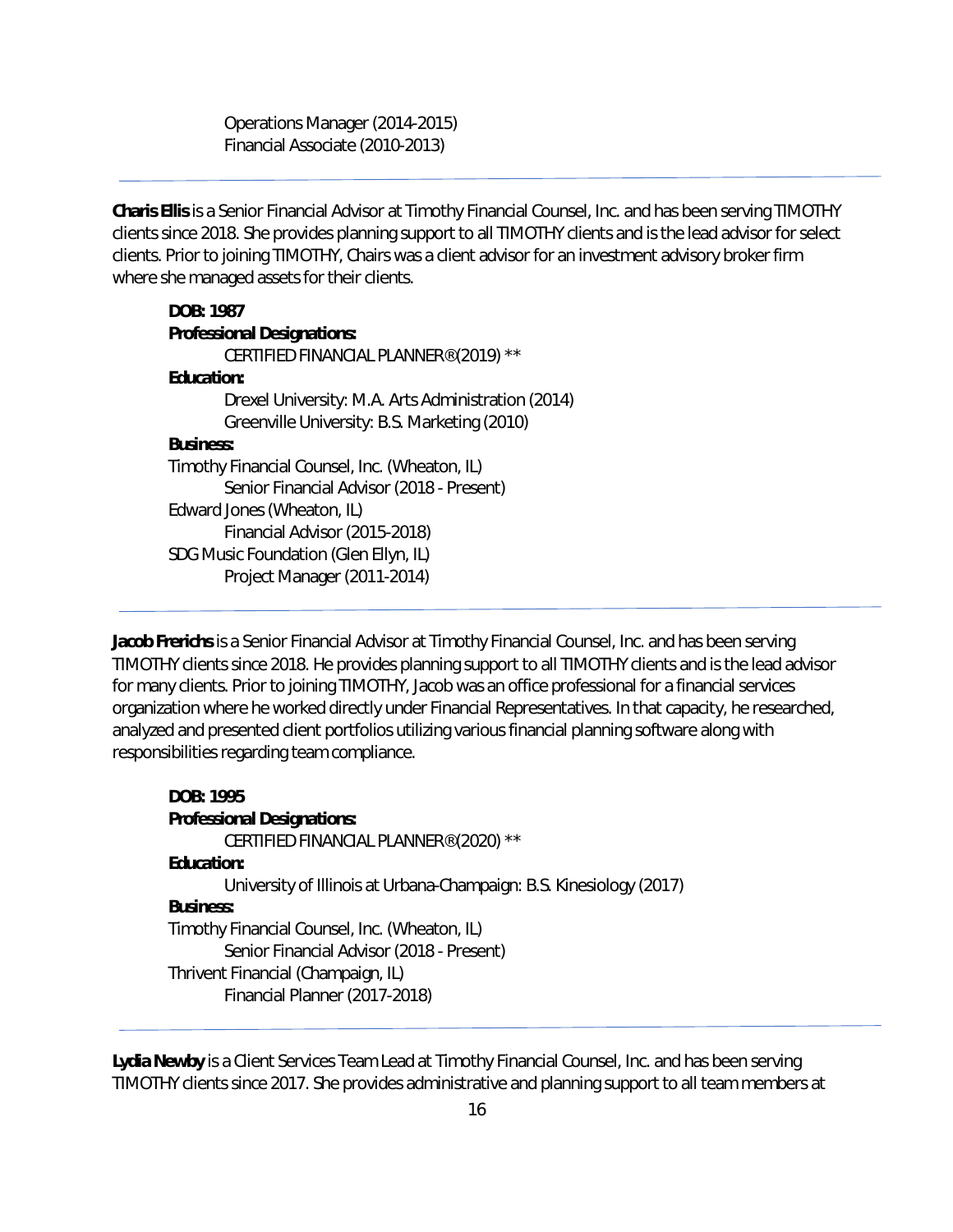Operations Manager (2014-2015)
Financial Associate (2010-2013)

---

**Charis Ellis** is a Senior Financial Advisor at Timothy Financial Counsel, Inc. and has been serving TIMOTHY clients since 2018. She provides planning support to all TIMOTHY clients and is the lead advisor for select clients. Prior to joining TIMOTHY, Chairs was a client advisor for an investment advisory broker firm where she managed assets for their clients.

**DOB: 1987**
**Professional Designations:**
CERTIFIED FINANCIAL PLANNER® (2019) **
**Education:**
Drexel University: M.A. Arts Administration (2014)
Greenville University: B.S. Marketing (2010)
**Business:**
Timothy Financial Counsel, Inc. (Wheaton, IL)
Senior Financial Advisor (2018 - Present)
Edward Jones (Wheaton, IL)
Financial Advisor (2015-2018)
SDG Music Foundation (Glen Ellyn, IL)
Project Manager (2011-2014)

---

**Jacob Frerichs** is a Senior Financial Advisor at Timothy Financial Counsel, Inc. and has been serving TIMOTHY clients since 2018. He provides planning support to all TIMOTHY clients and is the lead advisor for many clients. Prior to joining TIMOTHY, Jacob was an office professional for a financial services organization where he worked directly under Financial Representatives. In that capacity, he researched, analyzed and presented client portfolios utilizing various financial planning software along with responsibilities regarding team compliance.

**DOB: 1995**
**Professional Designations:**
CERTIFIED FINANCIAL PLANNER® (2020) **
**Education:**
University of Illinois at Urbana-Champaign: B.S. Kinesiology (2017)
**Business:**
Timothy Financial Counsel, Inc. (Wheaton, IL)
Senior Financial Advisor (2018 - Present)
Thrivent Financial (Champaign, IL)
Financial Planner (2017-2018)

---

**Lydia Newby** is a Client Services Team Lead at Timothy Financial Counsel, Inc. and has been serving TIMOTHY clients since 2017. She provides administrative and planning support to all team members at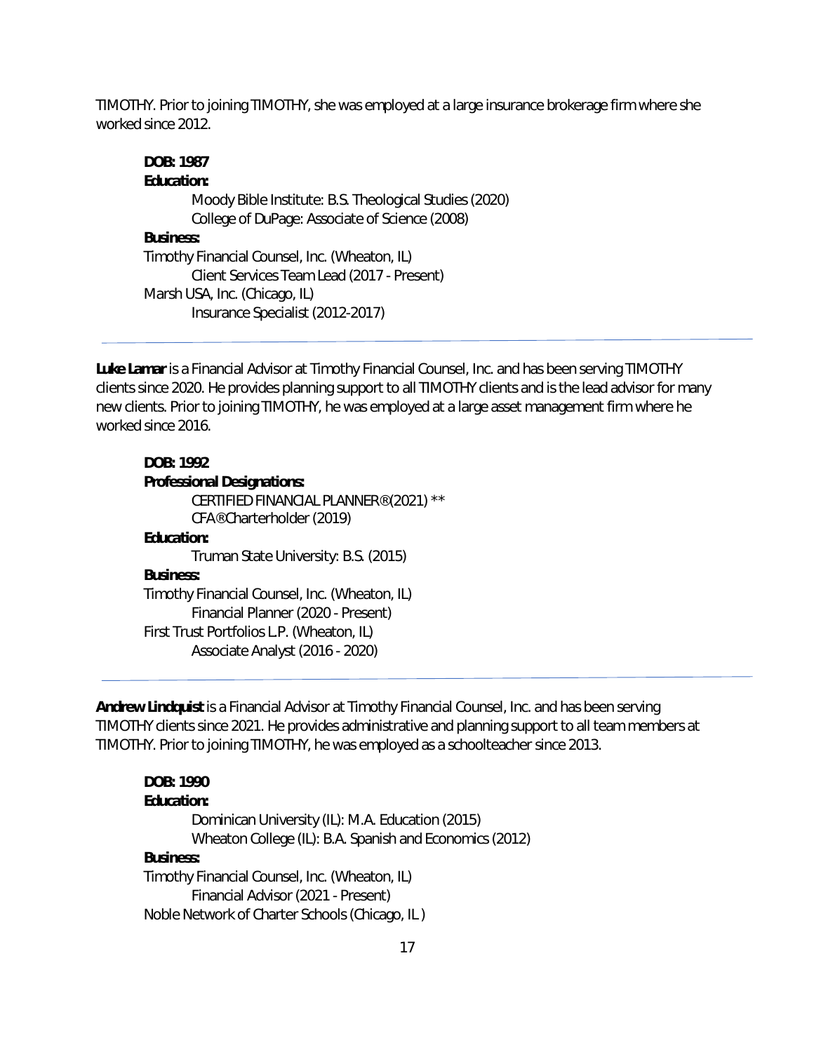TIMOTHY. Prior to joining TIMOTHY, she was employed at a large insurance brokerage firm where she worked since 2012.

**DOB: 1987**

**Education:**

Moody Bible Institute: B.S. Theological Studies (2020)
College of DuPage: Associate of Science (2008)

**Business:**

Timothy Financial Counsel, Inc. (Wheaton, IL)
Client Services Team Lead (2017 - Present)
Marsh USA, Inc. (Chicago, IL)
Insurance Specialist (2012-2017)

---

**Luke Lamar** is a Financial Advisor at Timothy Financial Counsel, Inc. and has been serving TIMOTHY clients since 2020. He provides planning support to all TIMOTHY clients and is the lead advisor for many new clients. Prior to joining TIMOTHY, he was employed at a large asset management firm where he worked since 2016.

**DOB: 1992**

**Professional Designations:**

CERTIFIED FINANCIAL PLANNER® (2021) **
CFA® Charterholder (2019)

**Education:**

Truman State University: B.S. (2015)

**Business:**

Timothy Financial Counsel, Inc. (Wheaton, IL)
Financial Planner (2020 - Present)
First Trust Portfolios L.P. (Wheaton, IL)
Associate Analyst (2016 - 2020)

---

**Andrew Lindquist** is a Financial Advisor at Timothy Financial Counsel, Inc. and has been serving TIMOTHY clients since 2021. He provides administrative and planning support to all team members at TIMOTHY. Prior to joining TIMOTHY, he was employed as a schoolteacher since 2013.

**DOB: 1990**

**Education:**

Dominican University (IL): M.A. Education (2015)
Wheaton College (IL): B.A. Spanish and Economics (2012)

**Business:**

Timothy Financial Counsel, Inc. (Wheaton, IL)
Financial Advisor (2021 - Present)
Noble Network of Charter Schools (Chicago, IL)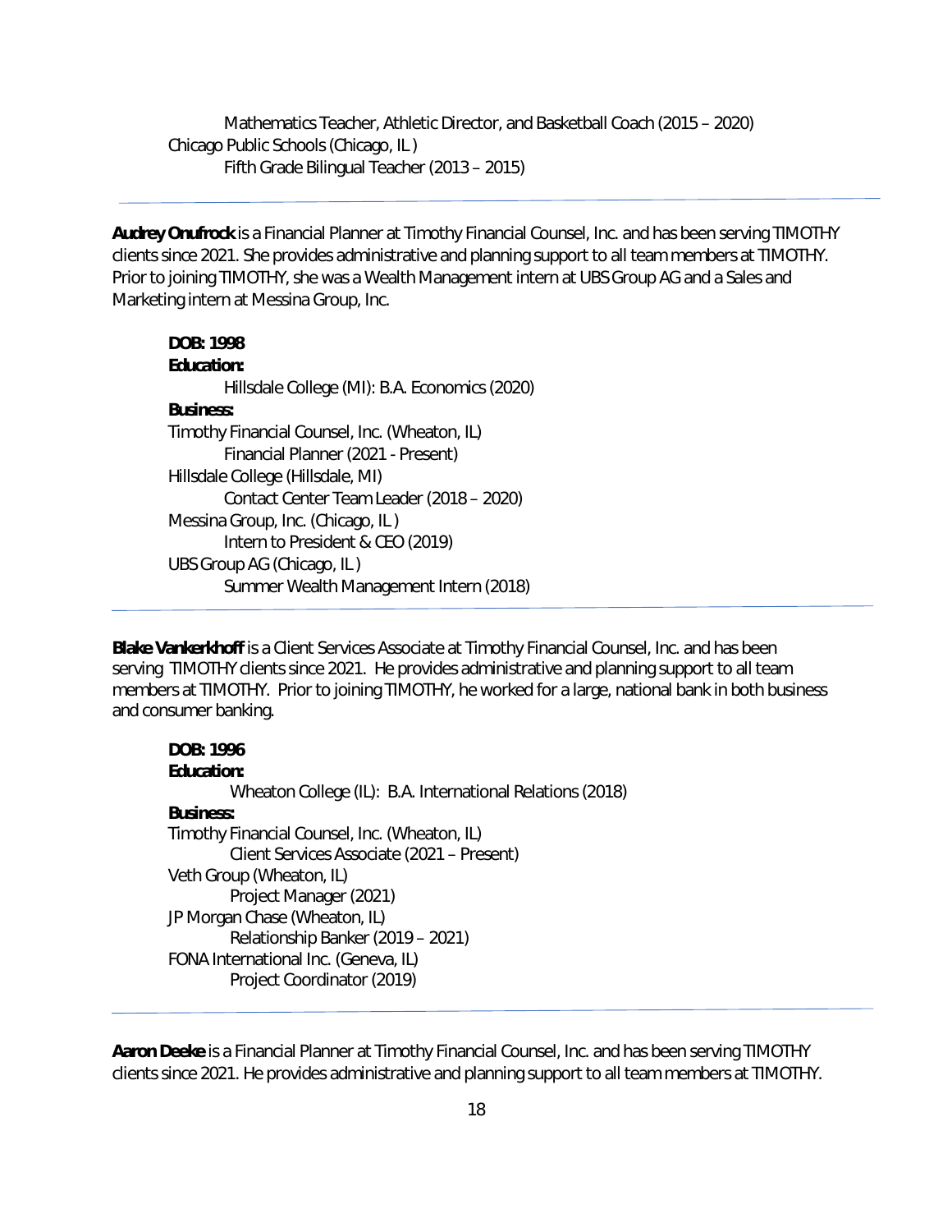Mathematics Teacher, Athletic Director, and Basketball Coach (2015 – 2020)
Chicago Public Schools (Chicago, IL)
Fifth Grade Bilingual Teacher (2013 – 2015)

---

**Audrey Onufrock** is a Financial Planner at Timothy Financial Counsel, Inc. and has been serving TIMOTHY clients since 2021. She provides administrative and planning support to all team members at TIMOTHY. Prior to joining TIMOTHY, she was a Wealth Management intern at UBS Group AG and a Sales and Marketing intern at Messina Group, Inc.

**DOB: 1998**
**Education:**
Hillsdale College (MI): B.A. Economics (2020)
**Business:**
Timothy Financial Counsel, Inc. (Wheaton, IL)
Financial Planner (2021 - Present)
Hillsdale College (Hillsdale, MI)
Contact Center Team Leader (2018 – 2020)
Messina Group, Inc. (Chicago, IL)
Intern to President & CEO (2019)
UBS Group AG (Chicago, IL)
Summer Wealth Management Intern (2018)

---

**Blake Vankerkhoff** is a Client Services Associate at Timothy Financial Counsel, Inc. and has been serving TIMOTHY clients since 2021. He provides administrative and planning support to all team members at TIMOTHY. Prior to joining TIMOTHY, he worked for a large, national bank in both business and consumer banking.

**DOB: 1996**
**Education:**
Wheaton College (IL): B.A. International Relations (2018)
**Business:**
Timothy Financial Counsel, Inc. (Wheaton, IL)
Client Services Associate (2021 – Present)
Veth Group (Wheaton, IL)
Project Manager (2021)
JP Morgan Chase (Wheaton, IL)
Relationship Banker (2019 – 2021)
FONA International Inc. (Geneva, IL)
Project Coordinator (2019)

---

**Aaron Deeke** is a Financial Planner at Timothy Financial Counsel, Inc. and has been serving TIMOTHY clients since 2021. He provides administrative and planning support to all team members at TIMOTHY.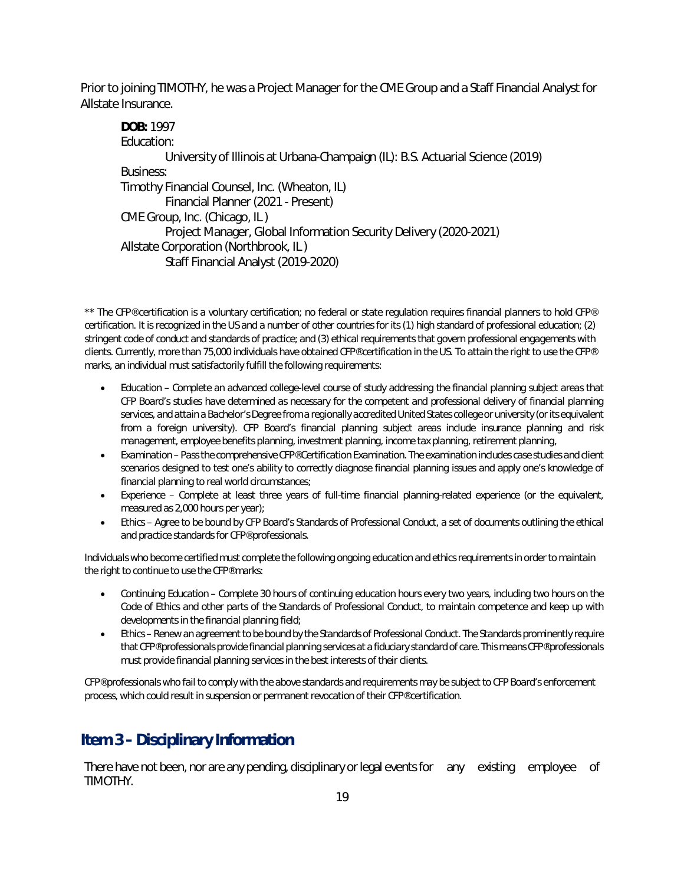Prior to joining TIMOTHY, he was a Project Manager for the CME Group and a Staff Financial Analyst for Allstate Insurance.

**DOB:** 1997

Education:

University of Illinois at Urbana-Champaign (IL): B.S. Actuarial Science (2019)

Business:

Timothy Financial Counsel, Inc. (Wheaton, IL)

Financial Planner (2021 - Present)

CME Group, Inc. (Chicago, IL)

Project Manager, Global Information Security Delivery (2020-2021)

Allstate Corporation (Northbrook, IL)

Staff Financial Analyst (2019-2020)

** The CFP® certification is a voluntary certification; no federal or state regulation requires financial planners to hold CFP® certification. It is recognized in the US and a number of other countries for its (1) high standard of professional education; (2) stringent code of conduct and standards of practice; and (3) ethical requirements that govern professional engagements with clients. Currently, more than 75,000 individuals have obtained CFP® certification in the US. To attain the right to use the CFP® marks, an individual must satisfactorily fulfill the following requirements:

- Education – Complete an advanced college-level course of study addressing the financial planning subject areas that CFP Board's studies have determined as necessary for the competent and professional delivery of financial planning services, and attain a Bachelor's Degree from a regionally accredited United States college or university (or its equivalent from a foreign university). CFP Board's financial planning subject areas include insurance planning and risk management, employee benefits planning, investment planning, income tax planning, retirement planning,
- Examination – Pass the comprehensive CFP® Certification Examination. The examination includes case studies and client scenarios designed to test one's ability to correctly diagnose financial planning issues and apply one's knowledge of financial planning to real world circumstances;
- Experience – Complete at least three years of full-time financial planning-related experience (or the equivalent, measured as 2,000 hours per year);
- Ethics – Agree to be bound by CFP Board's Standards of Professional Conduct, a set of documents outlining the ethical and practice standards for CFP® professionals.

Individuals who become certified must complete the following ongoing education and ethics requirements in order to maintain the right to continue to use the CFP® marks:

- Continuing Education – Complete 30 hours of continuing education hours every two years, including two hours on the Code of Ethics and other parts of the Standards of Professional Conduct, to maintain competence and keep up with developments in the financial planning field;
- Ethics – Renew an agreement to be bound by the Standards of Professional Conduct. The Standards prominently require that CFP® professionals provide financial planning services at a fiduciary standard of care. This means CFP® professionals must provide financial planning services in the best interests of their clients.

CFP® professionals who fail to comply with the above standards and requirements may be subject to CFP Board's enforcement process, which could result in suspension or permanent revocation of their CFP® certification.

## Item 3 - Disciplinary Information

There have not been, nor are any pending, disciplinary or legal events for any existing employee of TIMOTHY.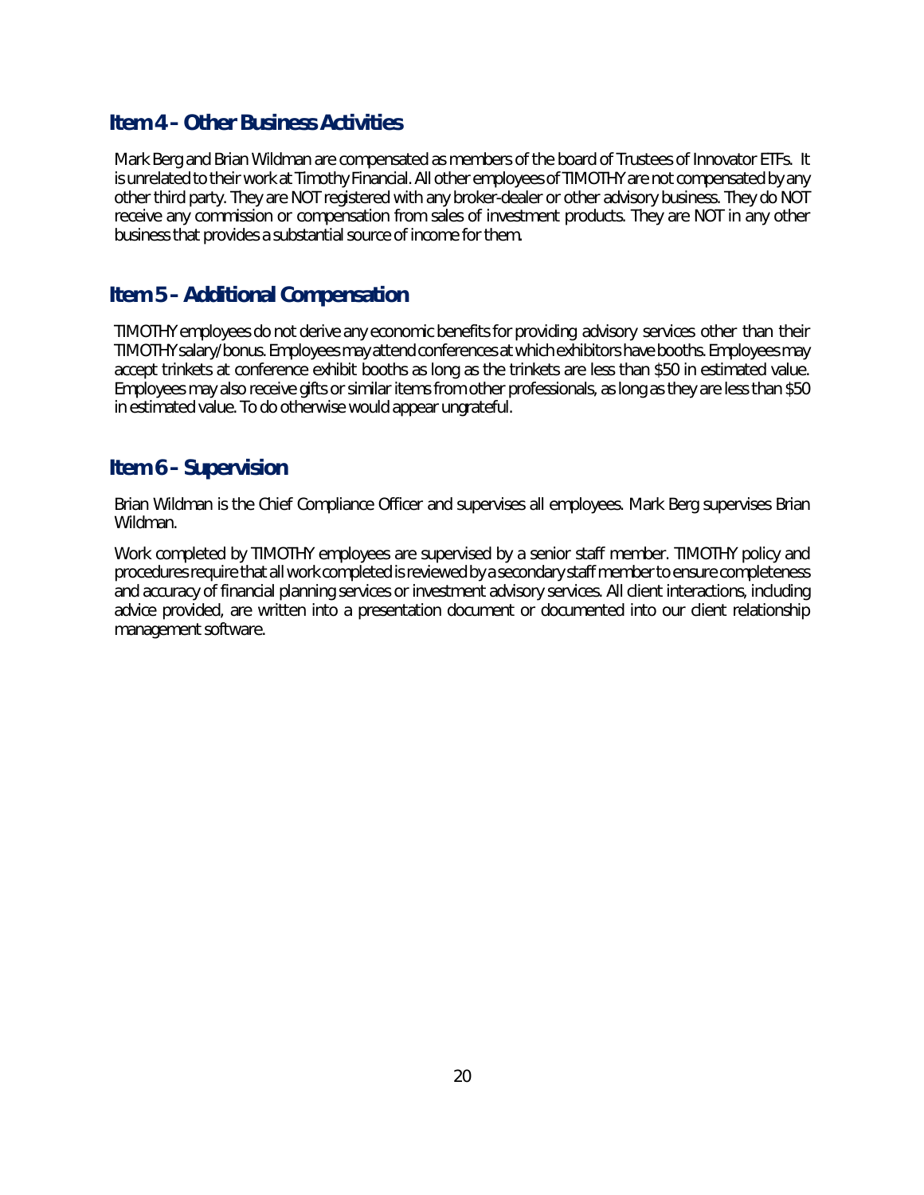## Item 4 - Other Business Activities

Mark Berg and Brian Wildman are compensated as members of the board of Trustees of Innovator ETFs. It is unrelated to their work at Timothy Financial. All other employees of TIMOTHY are not compensated by any other third party. They are NOT registered with any broker-dealer or other advisory business. They do NOT receive any commission or compensation from sales of investment products. They are NOT in any other business that provides a substantial source of income for them.

## Item 5 - Additional Compensation

TIMOTHY employees do not derive any economic benefits for providing advisory services other than their TIMOTHY salary/bonus. Employees may attend conferences at which exhibitors have booths. Employees may accept trinkets at conference exhibit booths as long as the trinkets are less than $50 in estimated value. Employees may also receive gifts or similar items from other professionals, as long as they are less than $50 in estimated value. To do otherwise would appear ungrateful.

## Item 6 - Supervision

Brian Wildman is the Chief Compliance Officer and supervises all employees. Mark Berg supervises Brian Wildman.

Work completed by TIMOTHY employees are supervised by a senior staff member. TIMOTHY policy and procedures require that all work completed is reviewed by a secondary staff member to ensure completeness and accuracy of financial planning services or investment advisory services. All client interactions, including advice provided, are written into a presentation document or documented into our client relationship management software.